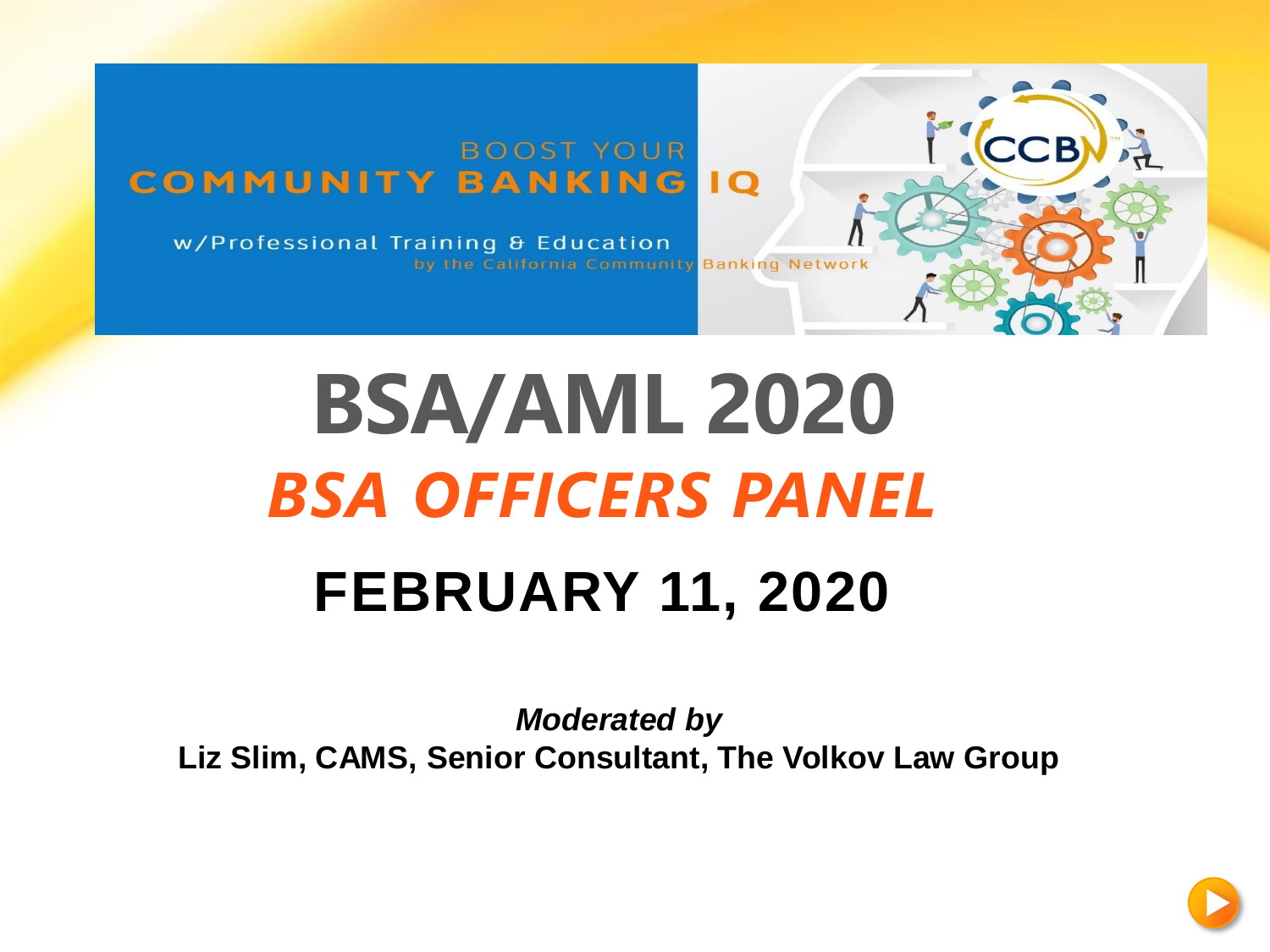BOOST YOUR
COMMUNITY BANKING IQ

w/Professional Training & Education
by the California Community Banking Network

# BSA/AML 2020

## *BSA OFFICERS PANEL*

## FEBRUARY 11, 2020

***Moderated by***

**Liz Slim, CAMS, Senior Consultant, The Volkov Law Group**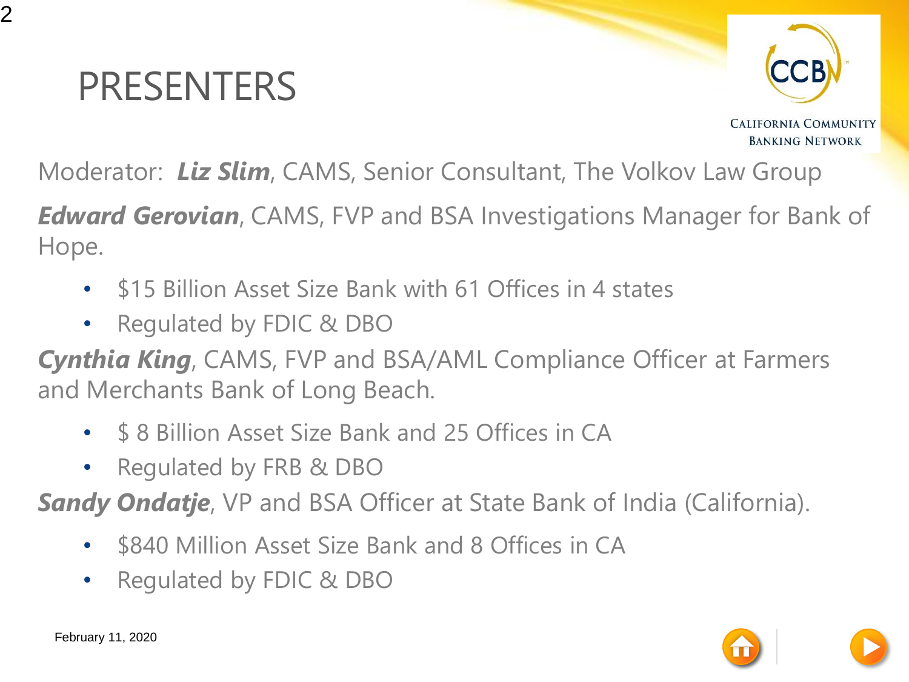# PRESENTERS

CALIFORNIA COMMUNITY BANKING NETWORK

Moderator: ***Liz Slim***, CAMS, Senior Consultant, The Volkov Law Group

***Edward Gerovian***, CAMS, FVP and BSA Investigations Manager for Bank of Hope.

- $15 Billion Asset Size Bank with 61 Offices in 4 states
- Regulated by FDIC & DBO

***Cynthia King***, CAMS, FVP and BSA/AML Compliance Officer at Farmers and Merchants Bank of Long Beach.

- $ 8 Billion Asset Size Bank and 25 Offices in CA
- Regulated by FRB & DBO

***Sandy Ondatje***, VP and BSA Officer at State Bank of India (California).

- $840 Million Asset Size Bank and 8 Offices in CA
- Regulated by FDIC & DBO

February 11, 2020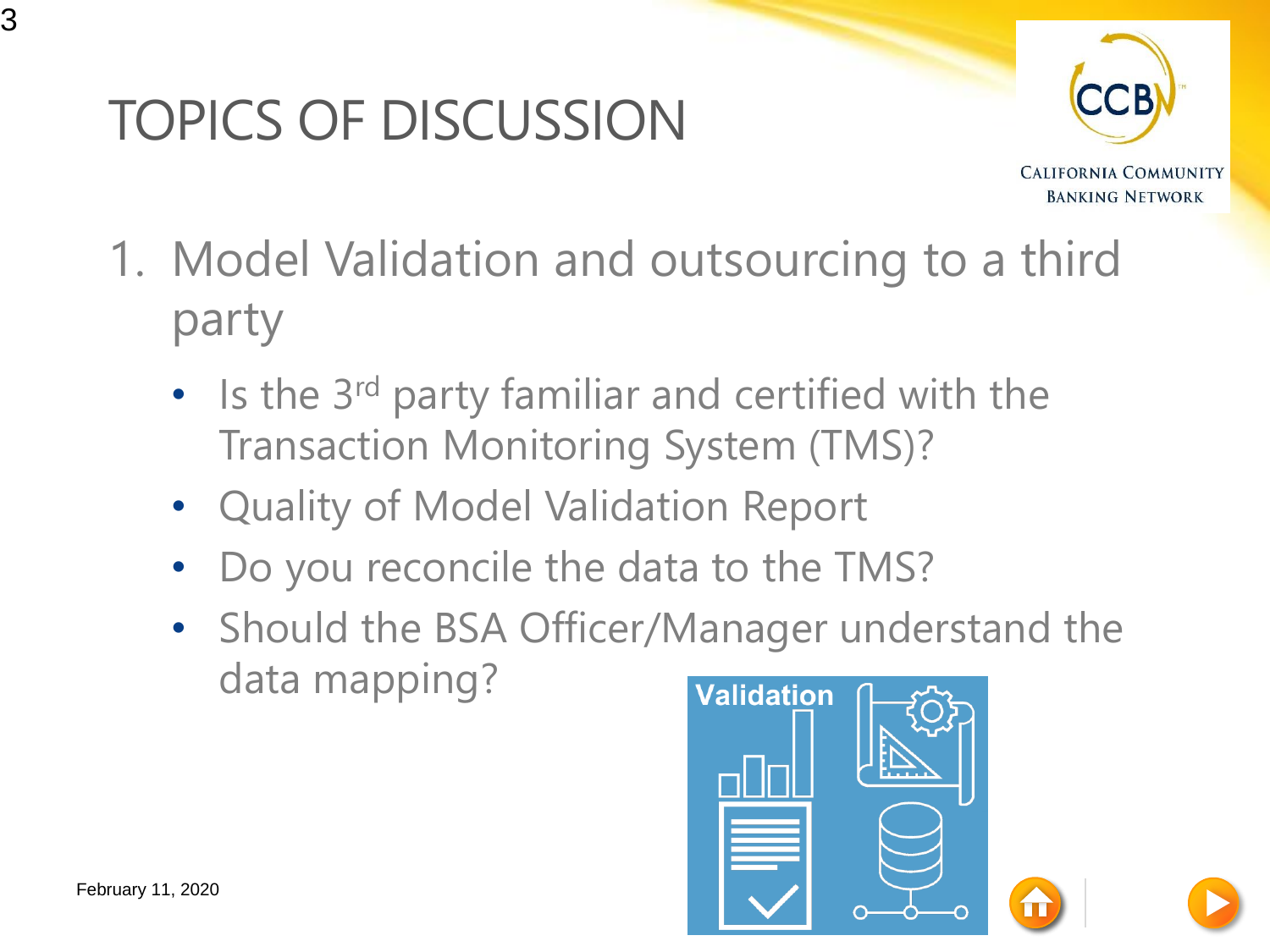# TOPICS OF DISCUSSION

1. Model Validation and outsourcing to a third party
   - Is the 3rd party familiar and certified with the Transaction Monitoring System (TMS)?
   - Quality of Model Validation Report
   - Do you reconcile the data to the TMS?
   - Should the BSA Officer/Manager understand the data mapping?

February 11, 2020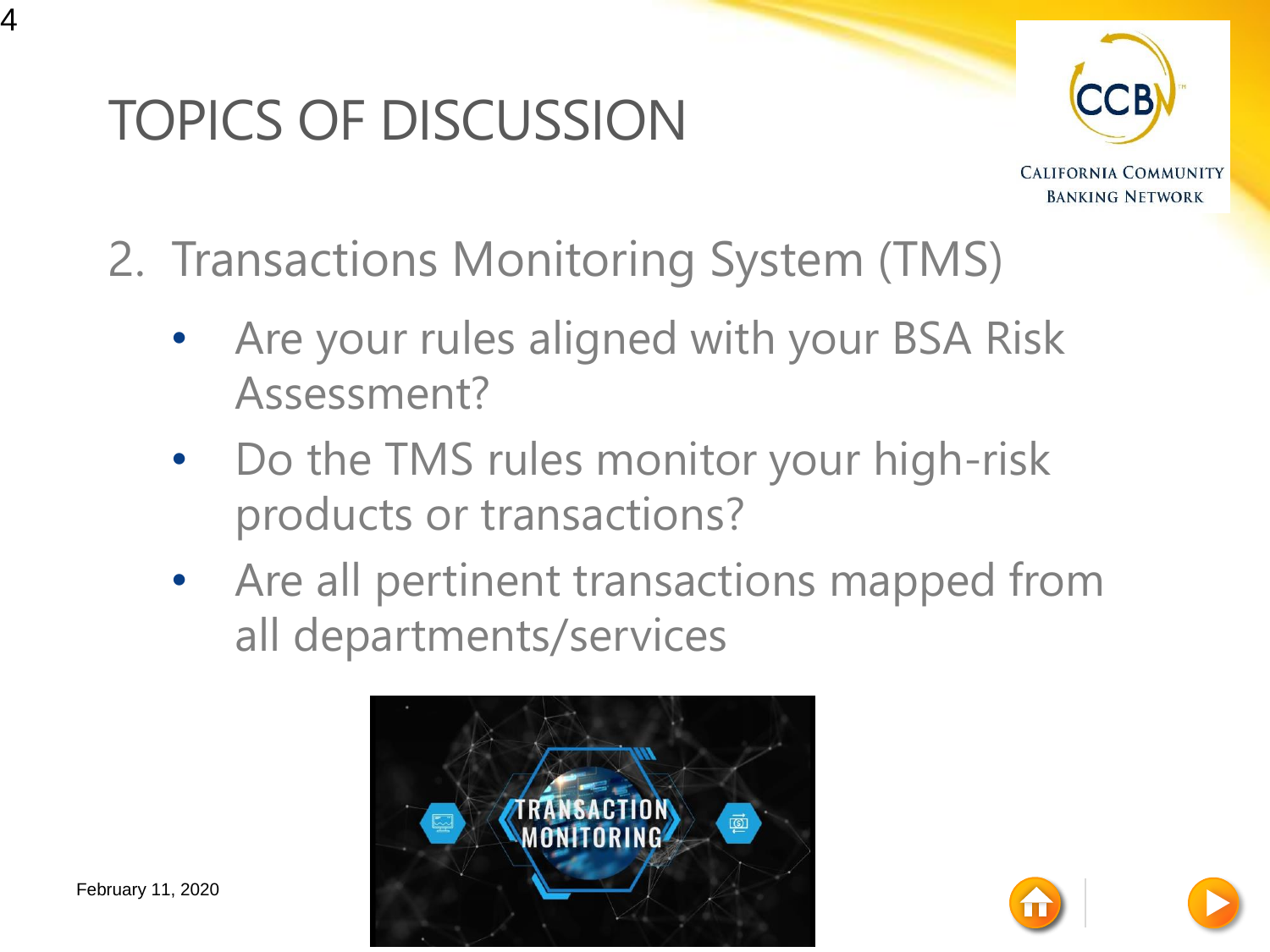# TOPICS OF DISCUSSION

2. Transactions Monitoring System (TMS)
   - Are your rules aligned with your BSA Risk Assessment?
   - Do the TMS rules monitor your high-risk products or transactions?
   - Are all pertinent transactions mapped from all departments/services

February 11, 2020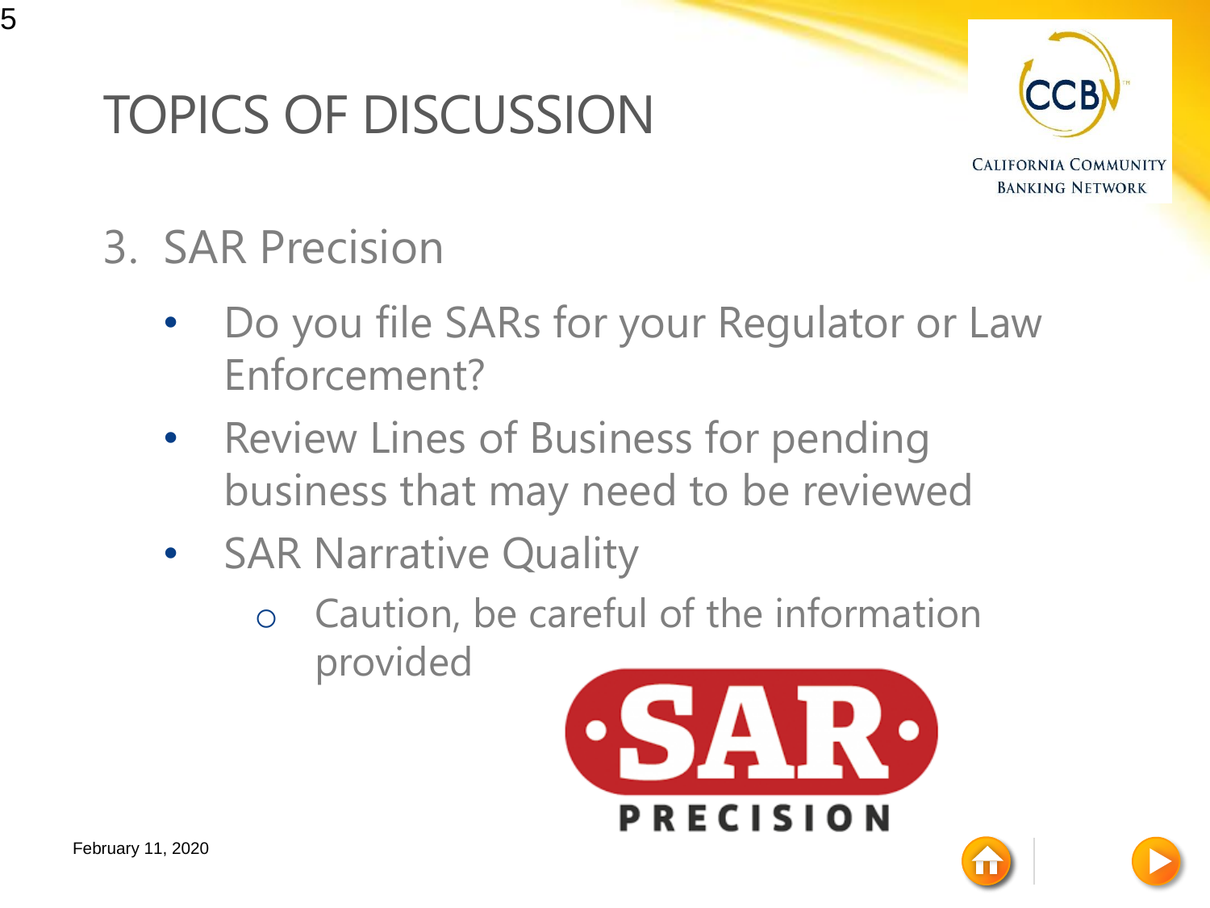# TOPICS OF DISCUSSION

3. SAR Precision

- Do you file SARs for your Regulator or Law Enforcement?
- Review Lines of Business for pending business that may need to be reviewed
- SAR Narrative Quality
  - Caution, be careful of the information provided

February 11, 2020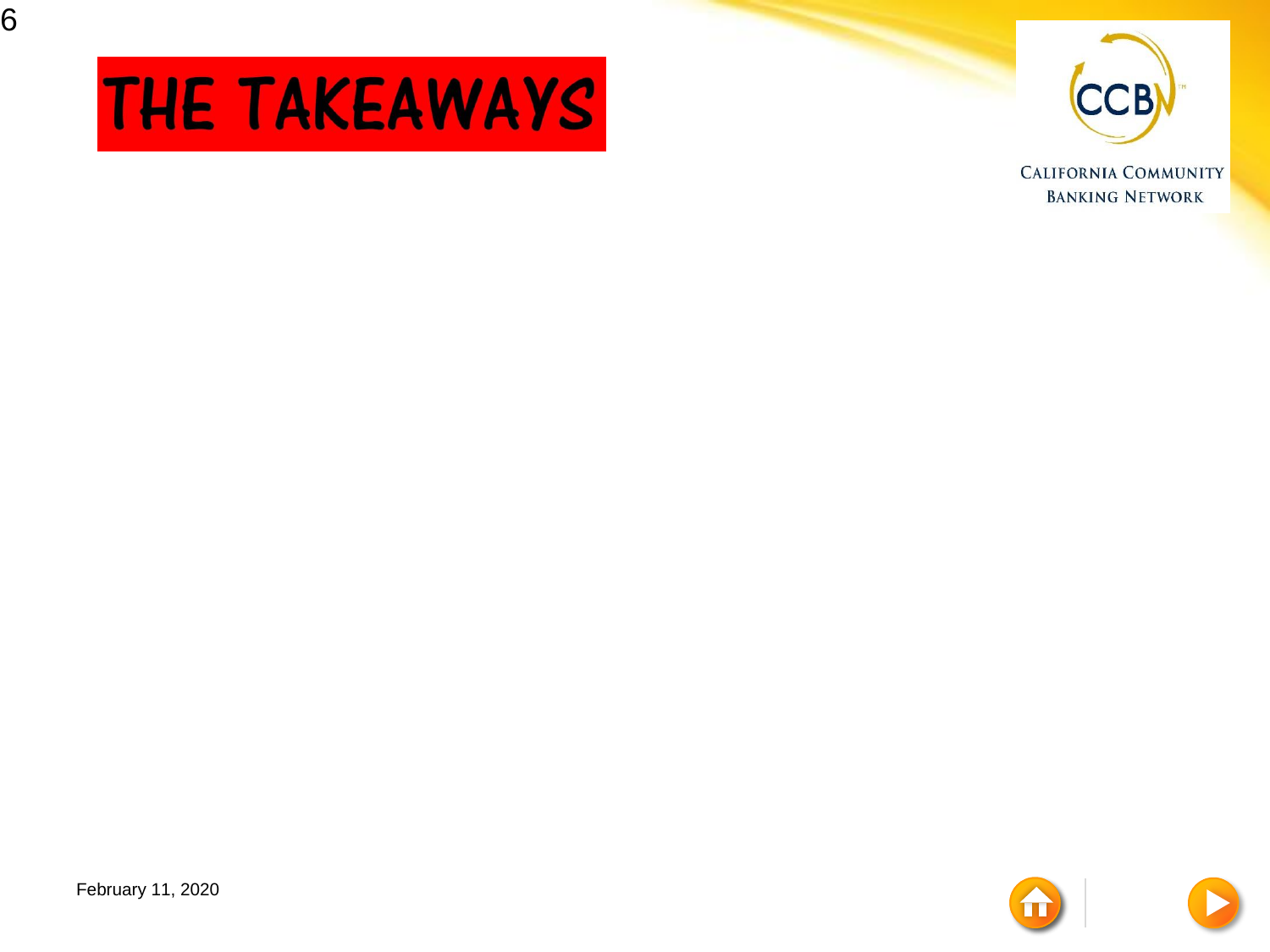# THE TAKEAWAYS

CALIFORNIA COMMUNITY BANKING NETWORK

February 11, 2020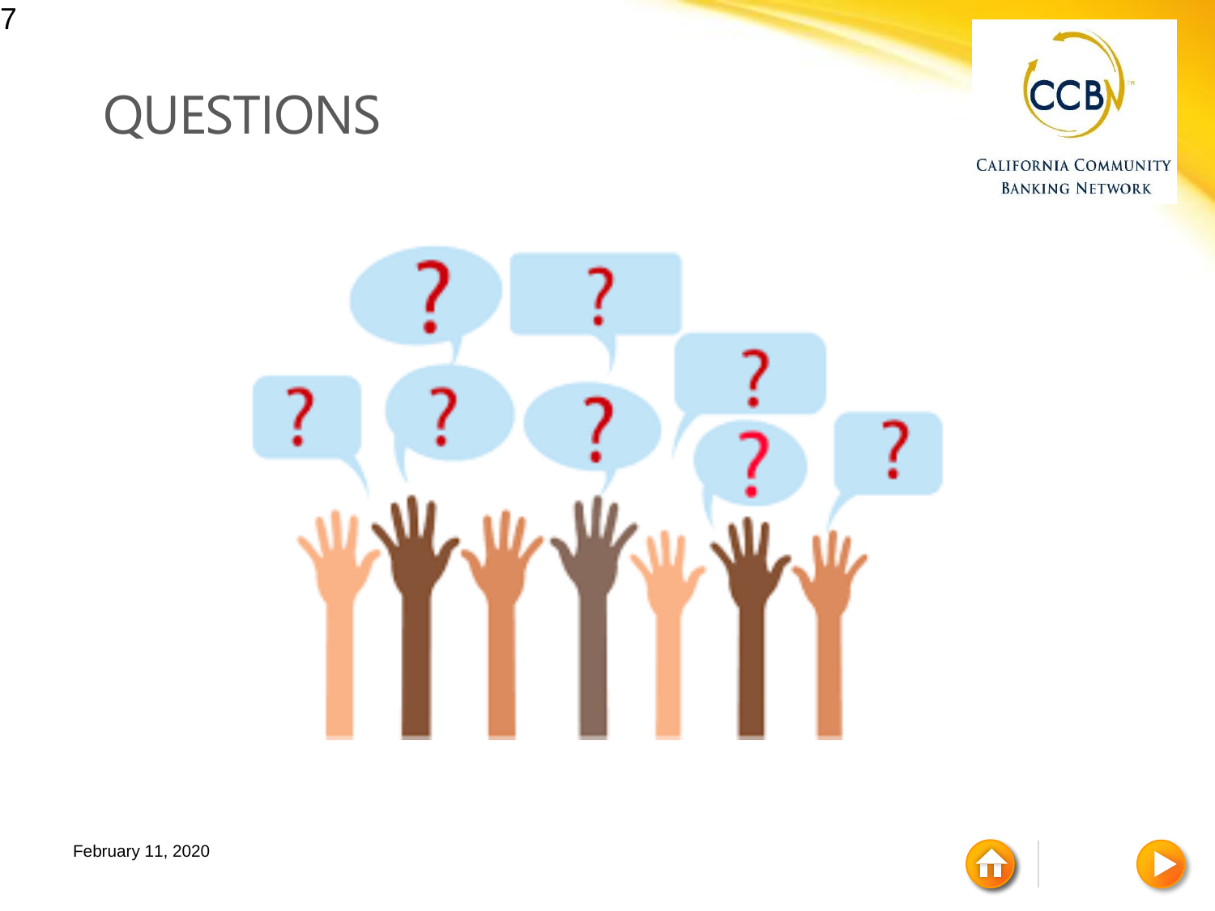# QUESTIONS

CALIFORNIA COMMUNITY BANKING NETWORK

February 11, 2020